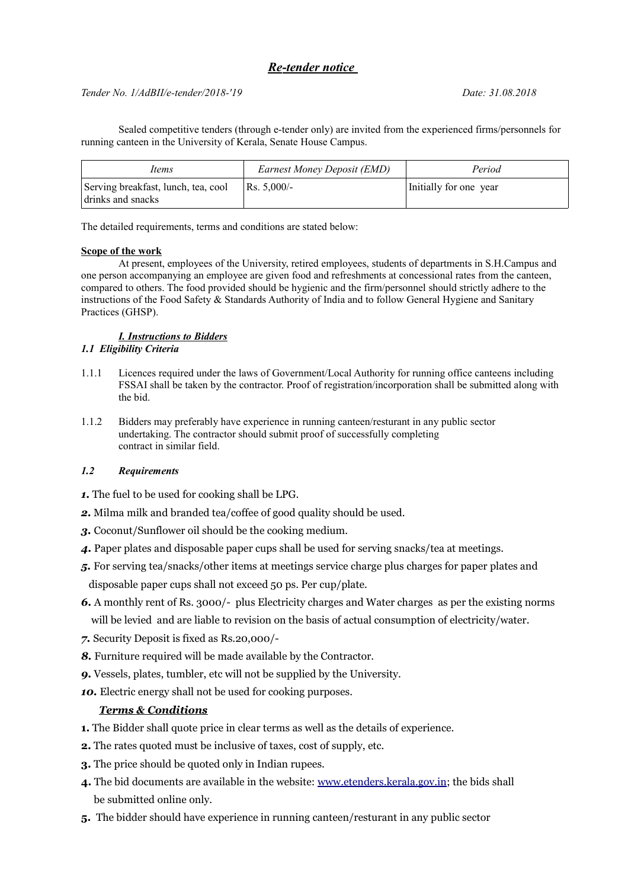## ***Re-tender notice***

*Tender No. 1/AdBII/e-tender/2018-'19* *Date: 31.08.2018*

Sealed competitive tenders (through e-tender only) are invited from the experienced firms/personnels for running canteen in the University of Kerala, Senate House Campus.

| *Items* | *Earnest Money Deposit (EMD)* | *Period* |
|---|---|---|
| Serving breakfast, lunch, tea, cool drinks and snacks | Rs. 5,000/- | Initially for one year |

The detailed requirements, terms and conditions are stated below:

**Scope of the work**

At present, employees of the University, retired employees, students of departments in S.H.Campus and one person accompanying an employee are given food and refreshments at concessional rates from the canteen, compared to others. The food provided should be hygienic and the firm/personnel should strictly adhere to the instructions of the Food Safety & Standards Authority of India and to follow General Hygiene and Sanitary Practices (GHSP).

### ***I. Instructions to Bidders***

#### ***1.1 Eligibility Criteria***

1.1.1 Licences required under the laws of Government/Local Authority for running office canteens including FSSAI shall be taken by the contractor. Proof of registration/incorporation shall be submitted along with the bid.

1.1.2 Bidders may preferably have experience in running canteen/resturant in any public sector undertaking. The contractor should submit proof of successfully completing contract in similar field.

#### ***1.2 Requirements***

***1.*** The fuel to be used for cooking shall be LPG.

***2.*** Milma milk and branded tea/coffee of good quality should be used.

***3.*** Coconut/Sunflower oil should be the cooking medium.

***4.*** Paper plates and disposable paper cups shall be used for serving snacks/tea at meetings.

***5.*** For serving tea/snacks/other items at meetings service charge plus charges for paper plates and disposable paper cups shall not exceed 50 ps. Per cup/plate.

***6.*** A monthly rent of Rs. 3000/- plus Electricity charges and Water charges as per the existing norms will be levied and are liable to revision on the basis of actual consumption of electricity/water.

***7.*** Security Deposit is fixed as Rs.20,000/-

***8.*** Furniture required will be made available by the Contractor.

***9.*** Vessels, plates, tumbler, etc will not be supplied by the University.

***10.*** Electric energy shall not be used for cooking purposes.

#### ***Terms & Conditions***

**1.** The Bidder shall quote price in clear terms as well as the details of experience.

**2.** The rates quoted must be inclusive of taxes, cost of supply, etc.

**3.** The price should be quoted only in Indian rupees.

**4.** The bid documents are available in the website: www.etenders.kerala.gov.in; the bids shall be submitted online only.

**5.** The bidder should have experience in running canteen/resturant in any public sector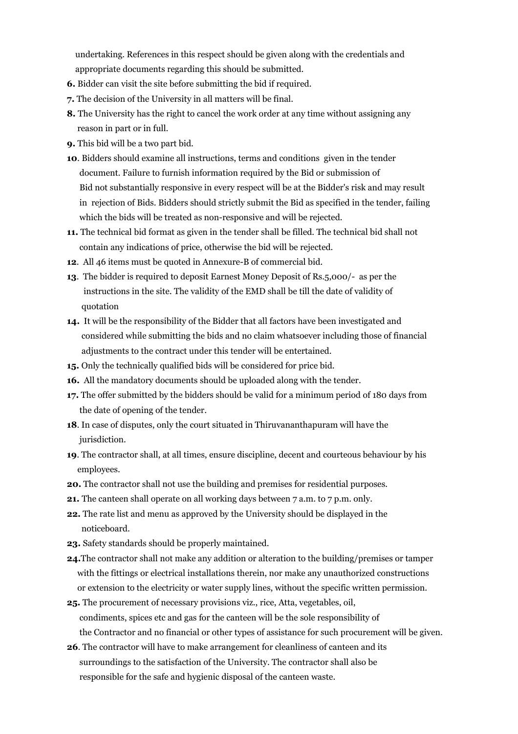undertaking. References in this respect should be given along with the credentials and appropriate documents regarding this should be submitted.

**6.** Bidder can visit the site before submitting the bid if required.

**7.** The decision of the University in all matters will be final.

**8.** The University has the right to cancel the work order at any time without assigning any reason in part or in full.

**9.** This bid will be a two part bid.

**10**. Bidders should examine all instructions, terms and conditions given in the tender document. Failure to furnish information required by the Bid or submission of Bid not substantially responsive in every respect will be at the Bidder's risk and may result in rejection of Bids. Bidders should strictly submit the Bid as specified in the tender, failing which the bids will be treated as non-responsive and will be rejected.

**11.** The technical bid format as given in the tender shall be filled. The technical bid shall not contain any indications of price, otherwise the bid will be rejected.

**12**. All 46 items must be quoted in Annexure-B of commercial bid.

**13**. The bidder is required to deposit Earnest Money Deposit of Rs.5,000/- as per the instructions in the site. The validity of the EMD shall be till the date of validity of quotation

**14.** It will be the responsibility of the Bidder that all factors have been investigated and considered while submitting the bids and no claim whatsoever including those of financial adjustments to the contract under this tender will be entertained.

**15.** Only the technically qualified bids will be considered for price bid.

**16.** All the mandatory documents should be uploaded along with the tender.

**17.** The offer submitted by the bidders should be valid for a minimum period of 180 days from the date of opening of the tender.

**18**. In case of disputes, only the court situated in Thiruvananthapuram will have the jurisdiction.

**19**. The contractor shall, at all times, ensure discipline, decent and courteous behaviour by his employees.

**20.** The contractor shall not use the building and premises for residential purposes.

**21.** The canteen shall operate on all working days between 7 a.m. to 7 p.m. only.

**22.** The rate list and menu as approved by the University should be displayed in the noticeboard.

**23.** Safety standards should be properly maintained.

**24.**The contractor shall not make any addition or alteration to the building/premises or tamper with the fittings or electrical installations therein, nor make any unauthorized constructions or extension to the electricity or water supply lines, without the specific written permission.

**25.** The procurement of necessary provisions viz., rice, Atta, vegetables, oil, condiments, spices etc and gas for the canteen will be the sole responsibility of the Contractor and no financial or other types of assistance for such procurement will be given.

**26**. The contractor will have to make arrangement for cleanliness of canteen and its surroundings to the satisfaction of the University. The contractor shall also be responsible for the safe and hygienic disposal of the canteen waste.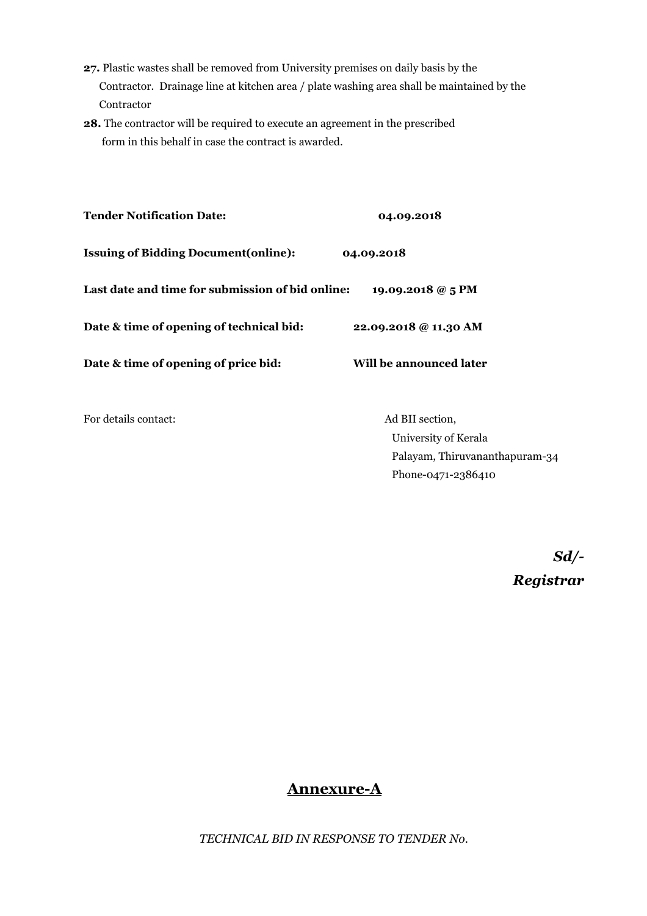**27.** Plastic wastes shall be removed from University premises on daily basis by the Contractor. Drainage line at kitchen area / plate washing area shall be maintained by the Contractor

**28.** The contractor will be required to execute an agreement in the prescribed form in this behalf in case the contract is awarded.

**Tender Notification Date:** **04.09.2018**

**Issuing of Bidding Document(online):** **04.09.2018**

**Last date and time for submission of bid online:** **19.09.2018 @ 5 PM**

**Date & time of opening of technical bid:** **22.09.2018 @ 11.30 AM**

**Date & time of opening of price bid:** **Will be announced later**

For details contact:

Ad BII section,
University of Kerala
Palayam, Thiruvananthapuram-34
Phone-0471-2386410

***Sd/-***
***Registrar***

## Annexure-A

*TECHNICAL BID IN RESPONSE TO TENDER No.*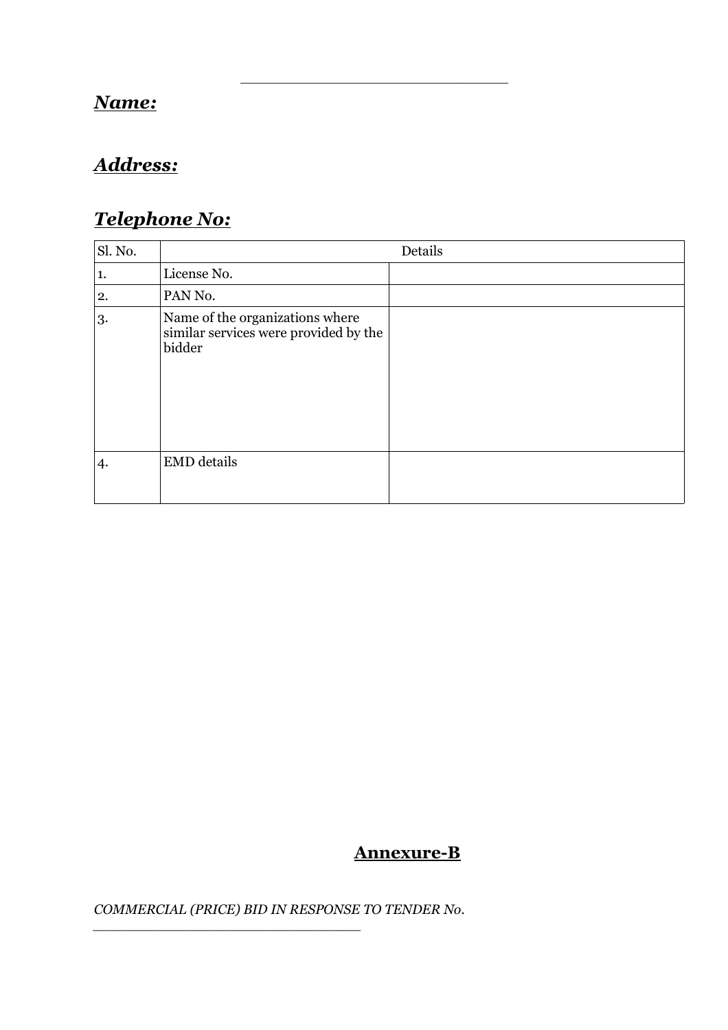\_\_\_\_\_\_\_\_\_\_\_\_\_\_\_\_\_\_\_\_\_\_\_\_\_\_\_\_\_\_

***<u>Name:</u>***

***<u>Address:</u>***

***<u>Telephone No:</u>***

| Sl. No. | Details | |
|---|---|---|
| 1. | License No. | |
| 2. | PAN No. | |
| 3. | Name of the organizations where similar services were provided by the bidder | |
| 4. | EMD details | |

## <u>Annexure-B</u>

*COMMERCIAL (PRICE) BID IN RESPONSE TO TENDER No. \_\_\_\_\_\_\_\_\_\_\_\_\_\_\_\_\_\_\_\_\_\_\_\_\_\_\_\_\_\_\_\_*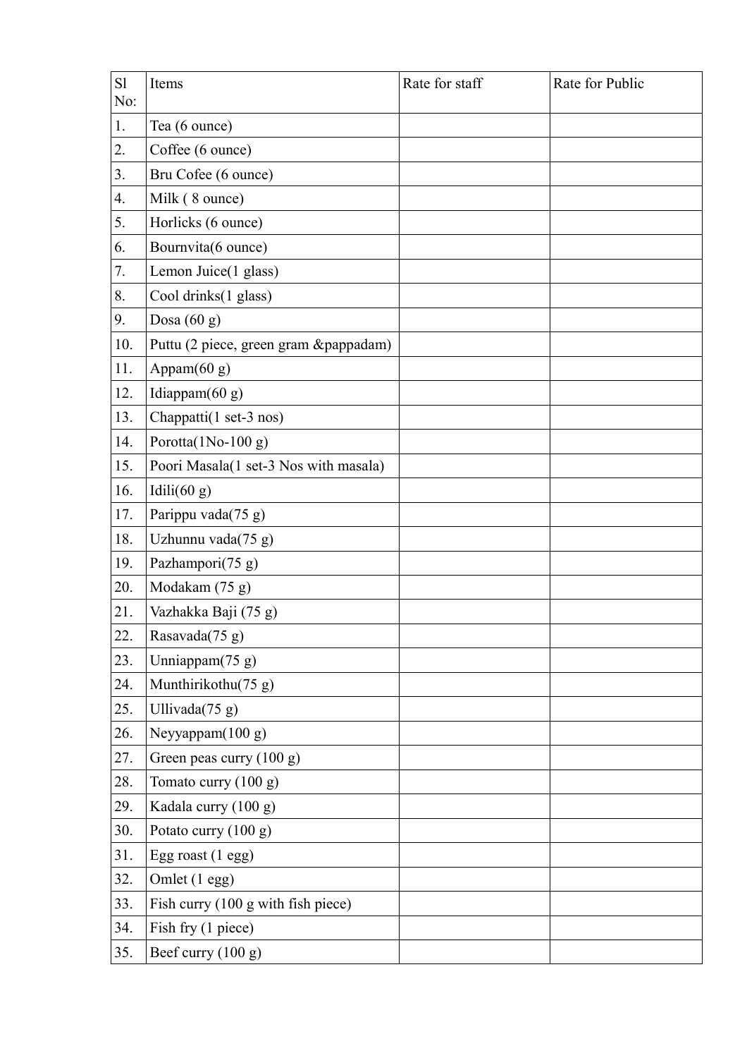| Sl No: | Items | Rate for staff | Rate for Public |
|---|---|---|---|
| 1. | Tea (6 ounce) | | |
| 2. | Coffee (6 ounce) | | |
| 3. | Bru Cofee (6 ounce) | | |
| 4. | Milk ( 8 ounce) | | |
| 5. | Horlicks (6 ounce) | | |
| 6. | Bournvita(6 ounce) | | |
| 7. | Lemon Juice(1 glass) | | |
| 8. | Cool drinks(1 glass) | | |
| 9. | Dosa (60 g) | | |
| 10. | Puttu (2 piece, green gram &pappadam) | | |
| 11. | Appam(60 g) | | |
| 12. | Idiappam(60 g) | | |
| 13. | Chappatti(1 set-3 nos) | | |
| 14. | Porotta(1No-100 g) | | |
| 15. | Poori Masala(1 set-3 Nos with masala) | | |
| 16. | Idili(60 g) | | |
| 17. | Parippu vada(75 g) | | |
| 18. | Uzhunnu vada(75 g) | | |
| 19. | Pazhampori(75 g) | | |
| 20. | Modakam (75 g) | | |
| 21. | Vazhakka Baji (75 g) | | |
| 22. | Rasavada(75 g) | | |
| 23. | Unniappam(75 g) | | |
| 24. | Munthirikothu(75 g) | | |
| 25. | Ullivada(75 g) | | |
| 26. | Neyyappam(100 g) | | |
| 27. | Green peas curry (100 g) | | |
| 28. | Tomato curry (100 g) | | |
| 29. | Kadala curry (100 g) | | |
| 30. | Potato curry (100 g) | | |
| 31. | Egg roast (1 egg) | | |
| 32. | Omlet (1 egg) | | |
| 33. | Fish curry (100 g with fish piece) | | |
| 34. | Fish fry (1 piece) | | |
| 35. | Beef curry (100 g) | | |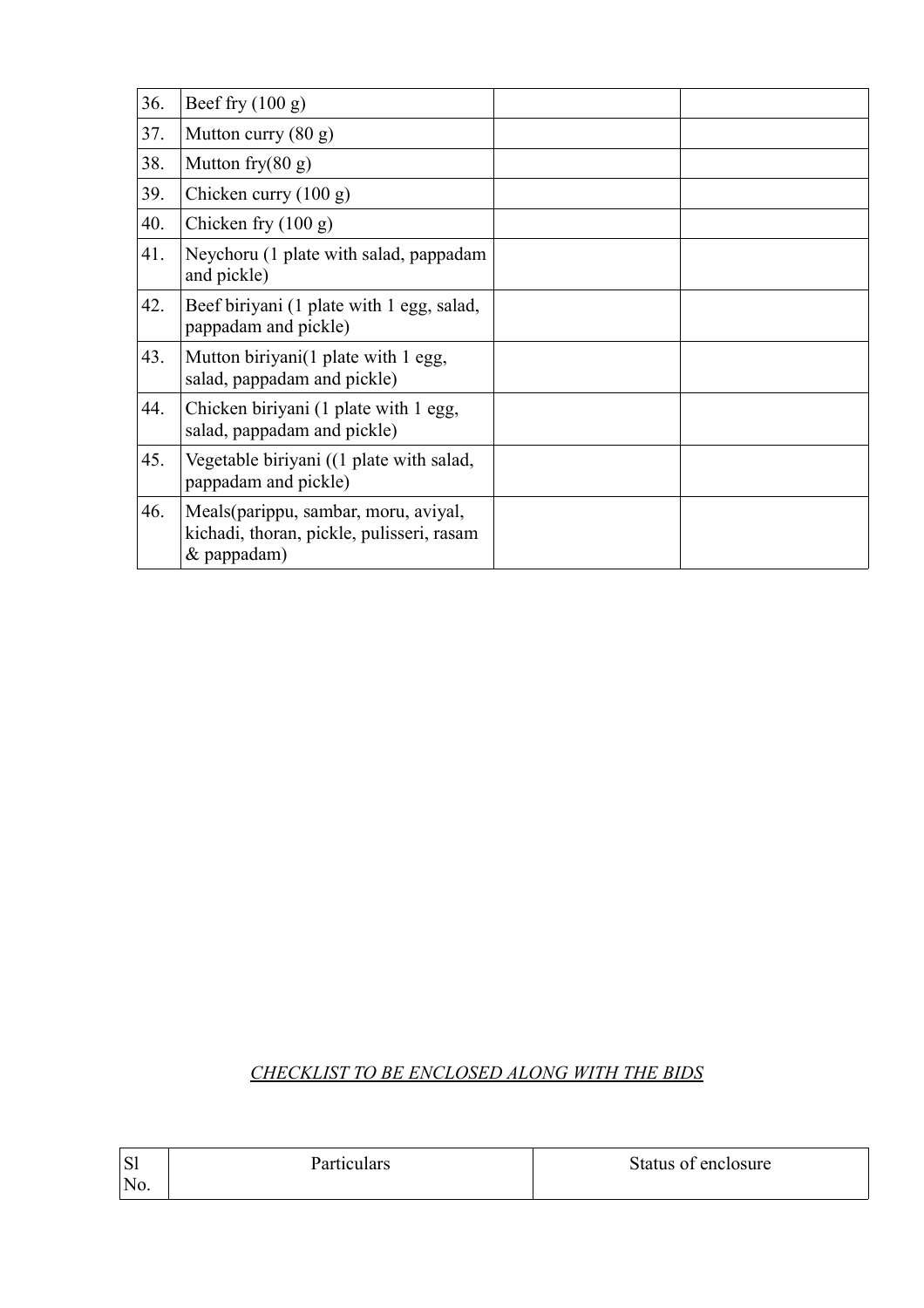| | | | |
|---|---|---|---|
| 36. | Beef fry (100 g) | | |
| 37. | Mutton curry (80 g) | | |
| 38. | Mutton fry(80 g) | | |
| 39. | Chicken curry (100 g) | | |
| 40. | Chicken fry (100 g) | | |
| 41. | Neychoru (1 plate with salad, pappadam and pickle) | | |
| 42. | Beef biriyani (1 plate with 1 egg, salad, pappadam and pickle) | | |
| 43. | Mutton biriyani(1 plate with 1 egg, salad, pappadam and pickle) | | |
| 44. | Chicken biriyani (1 plate with 1 egg, salad, pappadam and pickle) | | |
| 45. | Vegetable biriyani ((1 plate with salad, pappadam and pickle) | | |
| 46. | Meals(parippu, sambar, moru, aviyal, kichadi, thoran, pickle, pulisseri, rasam & pappadam) | | |

*CHECKLIST TO BE ENCLOSED ALONG WITH THE BIDS*

| Sl No. | Particulars | Status of enclosure |
|---|---|---|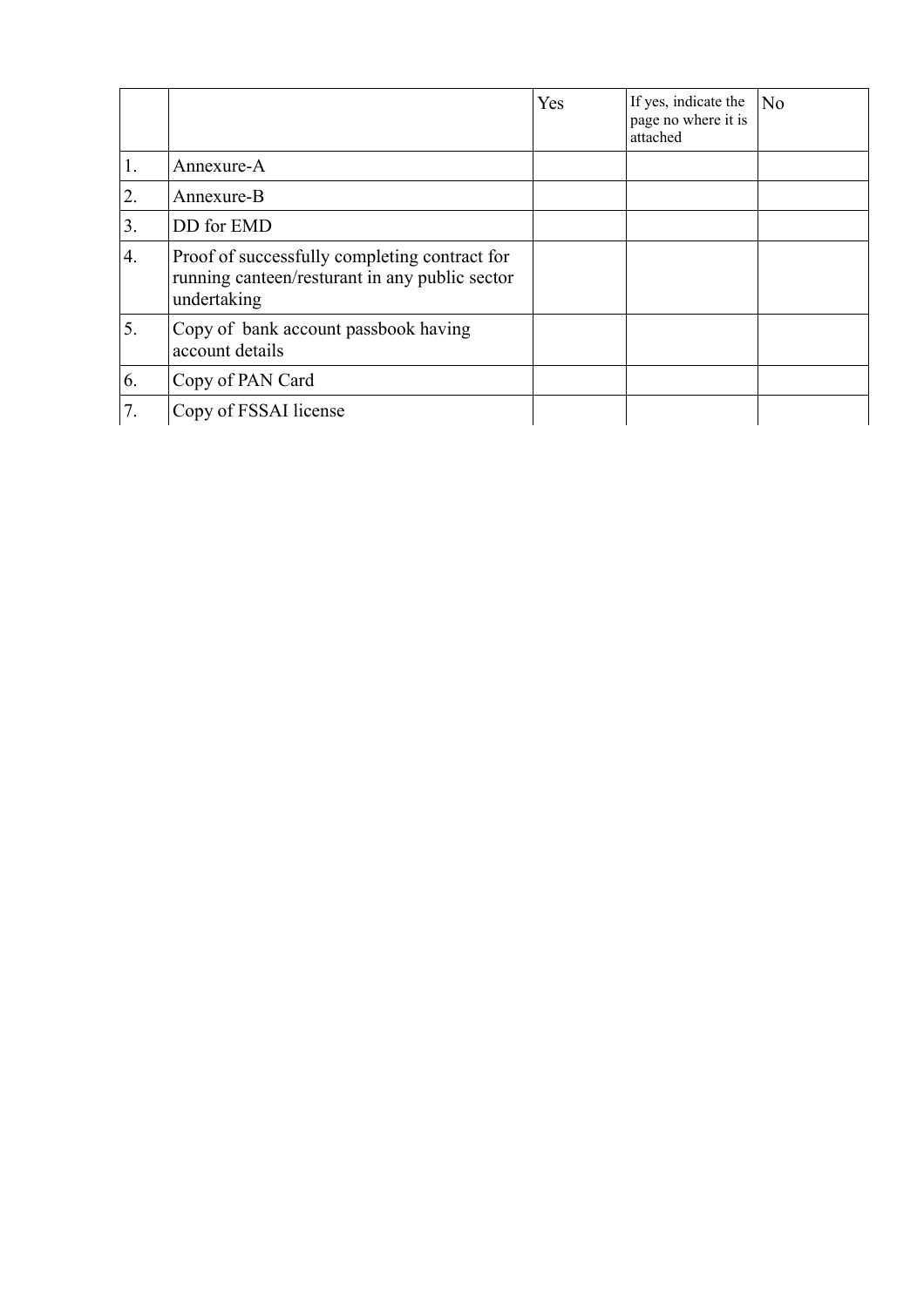| | | Yes | If yes, indicate the page no where it is attached | No |
|---|---|---|---|---|
| 1. | Annexure-A | | | |
| 2. | Annexure-B | | | |
| 3. | DD for EMD | | | |
| 4. | Proof of successfully completing contract for running canteen/resturant in any public sector undertaking | | | |
| 5. | Copy of bank account passbook having account details | | | |
| 6. | Copy of PAN Card | | | |
| 7. | Copy of FSSAI license | | | |